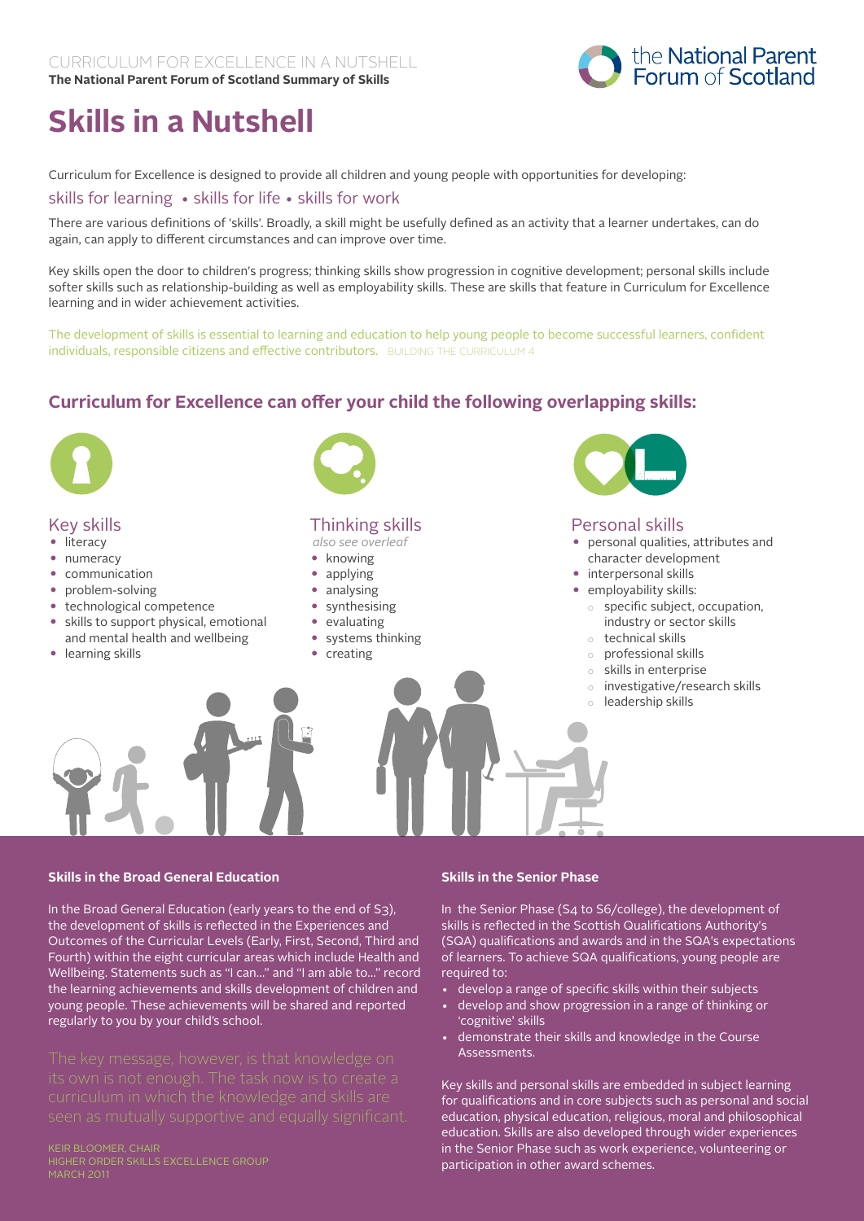CURRICULUM FOR EXCELLENCE IN A NUTSHELL

**The National Parent Forum of Scotland Summary of Skills**

# Skills in a Nutshell

Curriculum for Excellence is designed to provide all children and young people with opportunities for developing:

skills for learning • skills for life • skills for work

There are various definitions of 'skills'. Broadly, a skill might be usefully defined as an activity that a learner undertakes, can do again, can apply to different circumstances and can improve over time.

Key skills open the door to children's progress; thinking skills show progression in cognitive development; personal skills include softer skills such as relationship-building as well as employability skills. These are skills that feature in Curriculum for Excellence learning and in wider achievement activities.

The development of skills is essential to learning and education to help young people to become successful learners, confident individuals, responsible citizens and effective contributors. BUILDING THE CURRICULUM 4

## Curriculum for Excellence can offer your child the following overlapping skills:

### Key skills

- literacy
- numeracy
- communication
- problem-solving
- technological competence
- skills to support physical, emotional and mental health and wellbeing
- learning skills

### Thinking skills

*also see overleaf*

- knowing
- applying
- analysing
- synthesising
- evaluating
- systems thinking
- creating

### Personal skills

- personal qualities, attributes and character development
- interpersonal skills
- employability skills:
  - specific subject, occupation, industry or sector skills
  - technical skills
  - professional skills
  - skills in enterprise
  - investigative/research skills
  - leadership skills

**Skills in the Broad General Education**

In the Broad General Education (early years to the end of S3), the development of skills is reflected in the Experiences and Outcomes of the Curricular Levels (Early, First, Second, Third and Fourth) within the eight curricular areas which include Health and Wellbeing. Statements such as "I can..." and "I am able to..." record the learning achievements and skills development of children and young people. These achievements will be shared and reported regularly to you by your child's school.

The key message, however, is that knowledge on its own is not enough. The task now is to create a curriculum in which the knowledge and skills are seen as mutually supportive and equally significant.

KEIR BLOOMER, CHAIR
HIGHER ORDER SKILLS EXCELLENCE GROUP
MARCH 2011

**Skills in the Senior Phase**

In the Senior Phase (S4 to S6/college), the development of skills is reflected in the Scottish Qualifications Authority's (SQA) qualifications and awards and in the SQA's expectations of learners. To achieve SQA qualifications, young people are required to:

- develop a range of specific skills within their subjects
- develop and show progression in a range of thinking or 'cognitive' skills
- demonstrate their skills and knowledge in the Course Assessments.

Key skills and personal skills are embedded in subject learning for qualifications and in core subjects such as personal and social education, physical education, religious, moral and philosophical education. Skills are also developed through wider experiences in the Senior Phase such as work experience, volunteering or participation in other award schemes.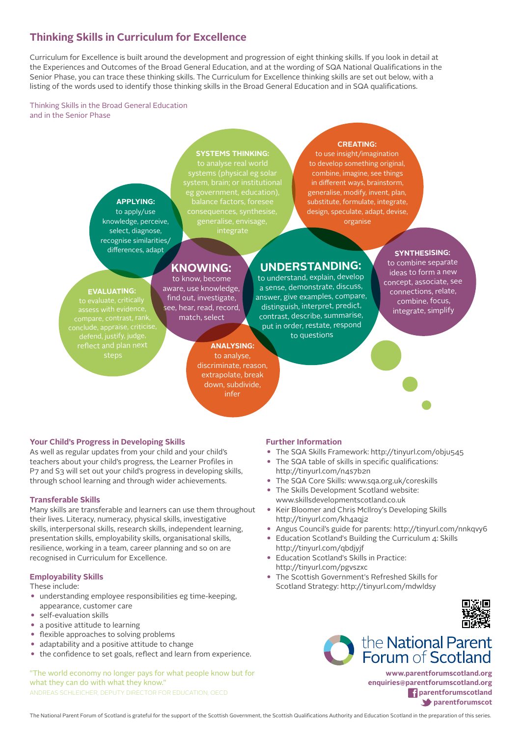## Thinking Skills in Curriculum for Excellence

Curriculum for Excellence is built around the development and progression of eight thinking skills. If you look in detail at the Experiences and Outcomes of the Broad General Education, and at the wording of SQA National Qualifications in the Senior Phase, you can trace these thinking skills. The Curriculum for Excellence thinking skills are set out below, with a listing of the words used to identify those thinking skills in the Broad General Education and in SQA qualifications.

Thinking Skills in the Broad General Education and in the Senior Phase

**SYSTEMS THINKING:** to analyse real world systems (physical eg solar system, brain; or institutional eg government, education), balance factors, foresee consequences, synthesise, generalise, envisage, integrate

**CREATING:** to use insight/imagination to develop something original, combine, imagine, see things in different ways, brainstorm, generalise, modify, invent, plan, substitute, formulate, integrate, design, speculate, adapt, devise, organise

**APPLYING:** to apply/use knowledge, perceive, select, diagnose, recognise similarities/ differences, adapt

**KNOWING:** to know, become aware, use knowledge, find out, investigate, see, hear, read, record, match, select

**UNDERSTANDING:** to understand, explain, develop a sense, demonstrate, discuss, answer, give examples, compare, distinguish, interpret, predict, contrast, describe, summarise, put in order, restate, respond to questions

**SYNTHESISING:** to combine separate ideas to form a new concept, associate, see connections, relate, combine, focus, integrate, simplify

**EVALUATING:** to evaluate, critically assess with evidence, compare, contrast, rank, conclude, appraise, criticise, defend, justify, judge, reflect and plan next steps

**ANALYSING:** to analyse, discriminate, reason, extrapolate, break down, subdivide, infer

### Your Child's Progress in Developing Skills

As well as regular updates from your child and your child's teachers about your child's progress, the Learner Profiles in P7 and S3 will set out your child's progress in developing skills, through school learning and through wider achievements.

### Transferable Skills

Many skills are transferable and learners can use them throughout their lives. Literacy, numeracy, physical skills, investigative skills, interpersonal skills, research skills, independent learning, presentation skills, employability skills, organisational skills, resilience, working in a team, career planning and so on are recognised in Curriculum for Excellence.

### Employability Skills

These include:

- understanding employee responsibilities eg time-keeping, appearance, customer care
- self-evaluation skills
- a positive attitude to learning
- flexible approaches to solving problems
- adaptability and a positive attitude to change
- the confidence to set goals, reflect and learn from experience.

"The world economy no longer pays for what people know but for what they can do with what they know."
ANDREAS SCHLEICHER, DEPUTY DIRECTOR FOR EDUCATION, OECD

### Further Information

- The SQA Skills Framework: http://tinyurl.com/obju545
- The SQA table of skills in specific qualifications: http://tinyurl.com/n4s7b2n
- The SQA Core Skills: www.sqa.org.uk/coreskills
- The Skills Development Scotland website: www.skillsdevelopmentscotland.co.uk
- Keir Bloomer and Chris McIlroy's Developing Skills http://tinyurl.com/kh4aqj2
- Angus Council's guide for parents: http://tinyurl.com/nnkqvy6
- Education Scotland's Building the Curriculum 4: Skills http://tinyurl.com/qbdjyjf
- Education Scotland's Skills in Practice: http://tinyurl.com/pgvszxc
- The Scottish Government's Refreshed Skills for Scotland Strategy: http://tinyurl.com/mdwldsy

the National Parent Forum of Scotland

**www.parentforumscotland.org**
**enquiries@parentforumscotland.org**
**parentforumscotland**
**parentforumscot**

The National Parent Forum of Scotland is grateful for the support of the Scottish Government, the Scottish Qualifications Authority and Education Scotland in the preparation of this series.